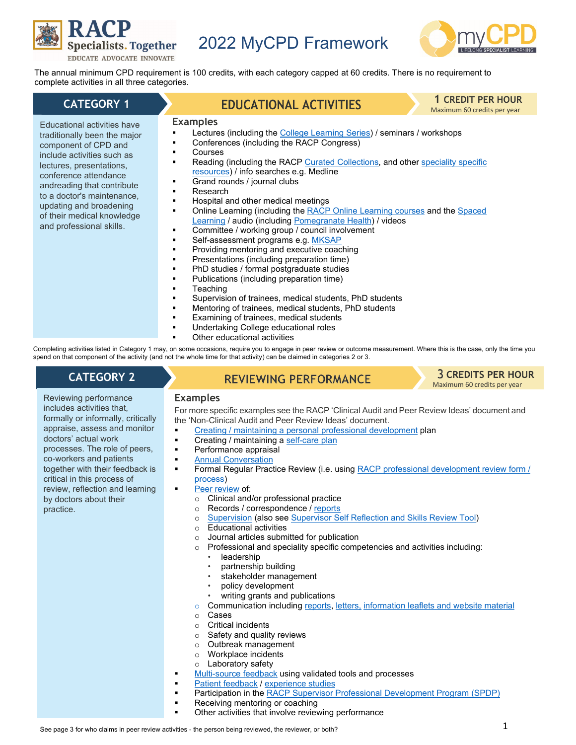# 2022 MyCPD Framework

The annual minimum CPD requirement is 100 credits, with each category capped at 60 credits. There is no requirement to complete activities in all three categories.

## CATEGORY 1 — EDUCATIONAL ACTIVITIES

**1 CREDIT PER HOUR**
Maximum 60 credits per year

Educational activities have traditionally been the major component of CPD and include activities such as lectures, presentations, conference attendance andreading that contribute to a doctor's maintenance, updating and broadening of their medical knowledge and professional skills.

### Examples

- Lectures (including the College Learning Series) / seminars / workshops
- Conferences (including the RACP Congress)
- Courses
- Reading (including the RACP Curated Collections, and other speciality specific resources) / info searches e.g. Medline
- Grand rounds / journal clubs
- Research
- Hospital and other medical meetings
- Online Learning (including the RACP Online Learning courses and the Spaced Learning / audio (including Pomegranate Health) / videos
- Committee / working group / council involvement
- Self-assessment programs e.g. MKSAP
- Providing mentoring and executive coaching
- Presentations (including preparation time)
- PhD studies / formal postgraduate studies
- Publications (including preparation time)
- Teaching
- Supervision of trainees, medical students, PhD students
- Mentoring of trainees, medical students, PhD students
- Examining of trainees, medical students
- Undertaking College educational roles
- Other educational activities

Completing activities listed in Category 1 may, on some occasions, require you to engage in peer review or outcome measurement. Where this is the case, only the time you spend on that component of the activity (and not the whole time for that activity) can be claimed in categories 2 or 3.

## CATEGORY 2 — REVIEWING PERFORMANCE

**3 CREDITS PER HOUR**
Maximum 60 credits per year

Reviewing performance includes activities that, formally or informally, critically appraise, assess and monitor doctors' actual work processes. The role of peers, co-workers and patients together with their feedback is critical in this process of review, reflection and learning by doctors about their practice.

### Examples

For more specific examples see the RACP 'Clinical Audit and Peer Review Ideas' document and the 'Non-Clinical Audit and Peer Review Ideas' document.

- Creating / maintaining a personal professional development plan
- Creating / maintaining a self-care plan
- Performance appraisal
- Annual Conversation
- Formal Regular Practice Review (i.e. using RACP professional development review form / process)
- Peer review of:
  - Clinical and/or professional practice
  - Records / correspondence / reports
  - Supervision (also see Supervisor Self Reflection and Skills Review Tool)
  - Educational activities
  - Journal articles submitted for publication
  - Professional and speciality specific competencies and activities including:
    - leadership
    - partnership building
    - stakeholder management
    - policy development
    - writing grants and publications
  - Communication including reports, letters, information leaflets and website material
  - Cases
  - Critical incidents
  - Safety and quality reviews
  - Outbreak management
  - Workplace incidents
  - Laboratory safety
- Multi-source feedback using validated tools and processes
- Patient feedback / experience studies
- Participation in the RACP Supervisor Professional Development Program (SPDP)
- Receiving mentoring or coaching
- Other activities that involve reviewing performance

See page 3 for who claims in peer review activities - the person being reviewed, the reviewer, or both?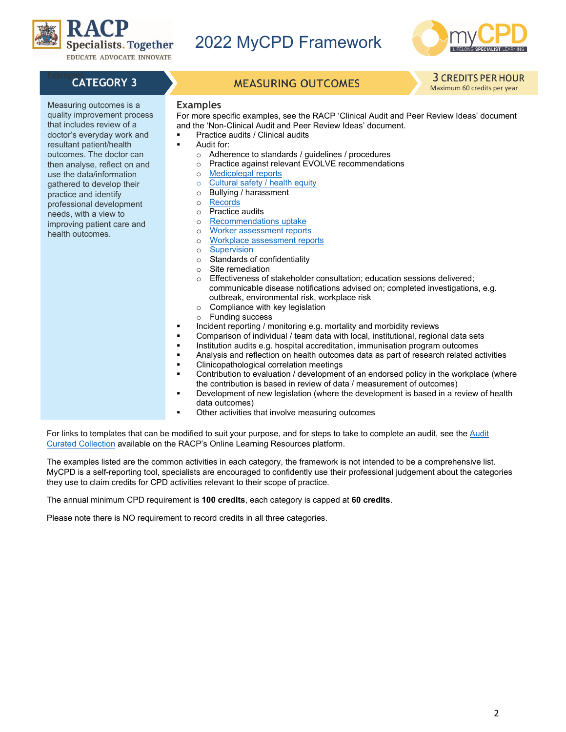## CATEGORY 3 — MEASURING OUTCOMES

**3 CREDITS PER HOUR**
Maximum 60 credits per year

Measuring outcomes is a quality improvement process that includes review of a doctor's everyday work and resultant patient/health outcomes. The doctor can then analyse, reflect on and use the data/information gathered to develop their practice and identify professional development needs, with a view to improving patient care and health outcomes.

### Examples

For more specific examples, see the RACP 'Clinical Audit and Peer Review Ideas' document and the 'Non-Clinical Audit and Peer Review Ideas' document.

- Practice audits / Clinical audits
- Audit for:
  - Adherence to standards / guidelines / procedures
  - Practice against relevant EVOLVE recommendations
  - Medicolegal reports
  - Cultural safety / health equity
  - Bullying / harassment
  - Records
  - Practice audits
  - Recommendations uptake
  - Worker assessment reports
  - Workplace assessment reports
  - Supervision
  - Standards of confidentiality
  - Site remediation
  - Effectiveness of stakeholder consultation; education sessions delivered; communicable disease notifications advised on; completed investigations, e.g. outbreak, environmental risk, workplace risk
  - Compliance with key legislation
  - Funding success
- Incident reporting / monitoring e.g. mortality and morbidity reviews
- Comparison of individual / team data with local, institutional, regional data sets
- Institution audits e.g. hospital accreditation, immunisation program outcomes
- Analysis and reflection on health outcomes data as part of research related activities
- Clinicopathological correlation meetings
- Contribution to evaluation / development of an endorsed policy in the workplace (where the contribution is based in review of data / measurement of outcomes)
- Development of new legislation (where the development is based in a review of health data outcomes)
- Other activities that involve measuring outcomes

For links to templates that can be modified to suit your purpose, and for steps to take to complete an audit, see the Audit Curated Collection available on the RACP's Online Learning Resources platform.

The examples listed are the common activities in each category, the framework is not intended to be a comprehensive list. MyCPD is a self-reporting tool, specialists are encouraged to confidently use their professional judgement about the categories they use to claim credits for CPD activities relevant to their scope of practice.

The annual minimum CPD requirement is **100 credits**, each category is capped at **60 credits**.

Please note there is NO requirement to record credits in all three categories.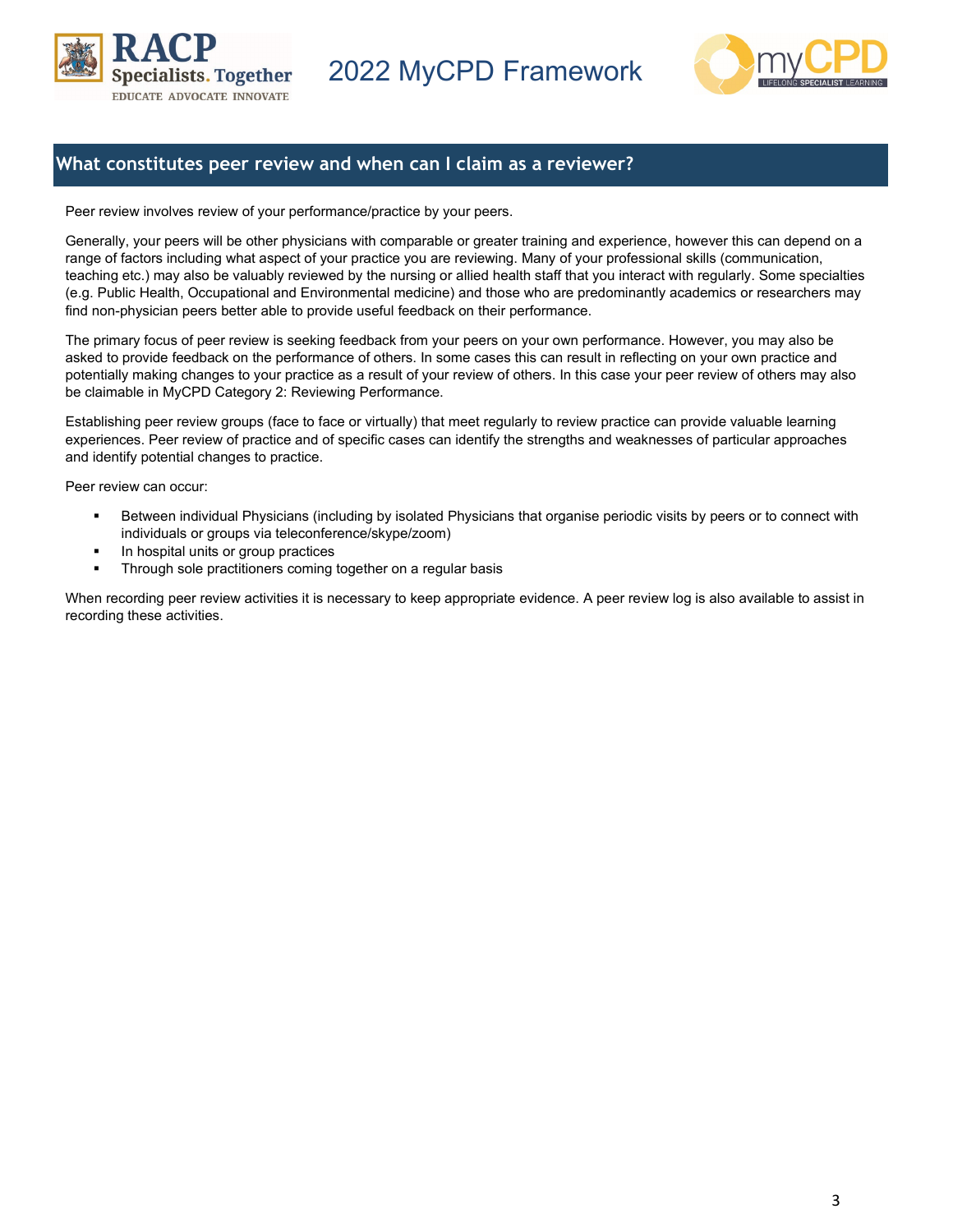## What constitutes peer review and when can I claim as a reviewer?

Peer review involves review of your performance/practice by your peers.

Generally, your peers will be other physicians with comparable or greater training and experience, however this can depend on a range of factors including what aspect of your practice you are reviewing. Many of your professional skills (communication, teaching etc.) may also be valuably reviewed by the nursing or allied health staff that you interact with regularly. Some specialties (e.g. Public Health, Occupational and Environmental medicine) and those who are predominantly academics or researchers may find non-physician peers better able to provide useful feedback on their performance.

The primary focus of peer review is seeking feedback from your peers on your own performance. However, you may also be asked to provide feedback on the performance of others. In some cases this can result in reflecting on your own practice and potentially making changes to your practice as a result of your review of others. In this case your peer review of others may also be claimable in MyCPD Category 2: Reviewing Performance.

Establishing peer review groups (face to face or virtually) that meet regularly to review practice can provide valuable learning experiences. Peer review of practice and of specific cases can identify the strengths and weaknesses of particular approaches and identify potential changes to practice.

Peer review can occur:

- Between individual Physicians (including by isolated Physicians that organise periodic visits by peers or to connect with individuals or groups via teleconference/skype/zoom)
- In hospital units or group practices
- Through sole practitioners coming together on a regular basis

When recording peer review activities it is necessary to keep appropriate evidence. A peer review log is also available to assist in recording these activities.